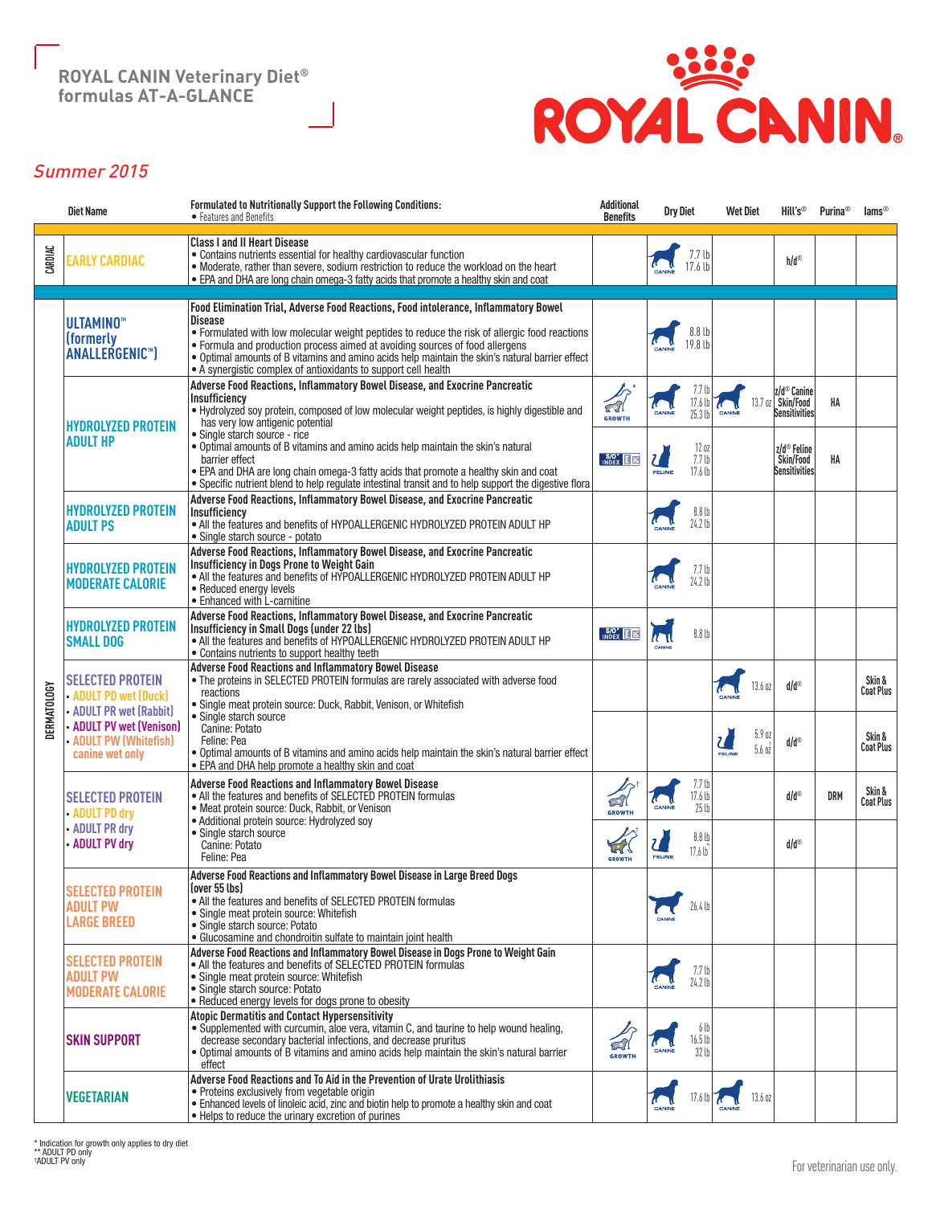## ROYAL CANIN Veterinary Diet® formulas AT-A-GLANCE

ROYAL CANIN®

*Summer 2015*

| | Diet Name | Formulated to Nutritionally Support the Following Conditions: • Features and Benefits | Additional Benefits | Dry Diet | Wet Diet | Hill's® | Purina® | Iams® |
|---|---|---|---|---|---|---|---|---|
| CARDIAC | EARLY CARDIAC | **Class I and II Heart Disease** • Contains nutrients essential for healthy cardiovascular function • Moderate, rather than severe, sodium restriction to reduce the workload on the heart • EPA and DHA are long chain omega-3 fatty acids that promote a healthy skin and coat | | CANINE 7.7 lb 17.6 lb | | h/d® | | |
| DERMATOLOGY | ULTAMINO™ (formerly ANALLERGENIC™) | **Food Elimination Trial, Adverse Food Reactions, Food intolerance, Inflammatory Bowel Disease** • Formulated with low molecular weight peptides to reduce the risk of allergic food reactions • Formula and production process aimed at avoiding sources of food allergens • Optimal amounts of B vitamins and amino acids help maintain the skin's natural barrier effect • A synergistic complex of antioxidants to support cell health | | CANINE 8.8 lb 19.8 lb | | | | |
| | HYDROLYZED PROTEIN ADULT HP | **Adverse Food Reactions, Inflammatory Bowel Disease, and Exocrine Pancreatic Insufficiency** • Hydrolyzed soy protein, composed of low molecular weight peptides, is highly digestible and has very low antigenic potential • Single starch source - rice • Optimal amounts of B vitamins and amino acids help maintain the skin's natural barrier effect • EPA and DHA are long chain omega-3 fatty acids that promote a healthy skin and coat • Specific nutrient blend to help regulate intestinal transit and to help support the digestive flora | GROWTH* | CANINE 7.7 lb 17.6 lb 25.3 lb | CANINE 13.7 oz | z/d® Canine Skin/Food Sensitivities | HA | |
| | | | S/O® INDEX | FELINE 12 oz 7.7 lb 17.6 lb | | z/d® Feline Skin/Food Sensitivities | HA | |
| | HYDROLYZED PROTEIN ADULT PS | **Adverse Food Reactions, Inflammatory Bowel Disease, and Exocrine Pancreatic Insufficiency** • All the features and benefits of HYPOALLERGENIC HYDROLYZED PROTEIN ADULT HP • Single starch source - potato | | CANINE 8.8 lb 24.2 lb | | | | |
| | HYDROLYZED PROTEIN MODERATE CALORIE | **Adverse Food Reactions, Inflammatory Bowel Disease, and Exocrine Pancreatic Insufficiency in Dogs Prone to Weight Gain** • All the features and benefits of HYPOALLERGENIC HYDROLYZED PROTEIN ADULT HP • Reduced energy levels • Enhanced with L-carnitine | | CANINE 7.7 lb 24.2 lb | | | | |
| | HYDROLYZED PROTEIN SMALL DOG | **Adverse Food Reactions, Inflammatory Bowel Disease, and Exocrine Pancreatic Insufficiency in Small Dogs (under 22 lbs)** • All the features and benefits of HYPOALLERGENIC HYDROLYZED PROTEIN ADULT HP • Contains nutrients to support healthy teeth | S/O® INDEX | CANINE 8.8 lb | | | | |
| | SELECTED PROTEIN • ADULT PD wet (Duck) • ADULT PR wet (Rabbit) • ADULT PV wet (Venison) • ADULT PW (Whitefish) canine wet only | **Adverse Food Reactions and Inflammatory Bowel Disease** • The proteins in SELECTED PROTEIN formulas are rarely associated with adverse food reactions • Single meat protein source: Duck, Rabbit, Venison, or Whitefish • Single starch source Canine: Potato Feline: Pea • Optimal amounts of B vitamins and amino acids help maintain the skin's natural barrier effect • EPA and DHA help promote a healthy skin and coat | | | CANINE 13.6 oz | d/d® | | Skin & Coat Plus |
| | | | | | FELINE 5.9 oz 5.6 oz | d/d® | | Skin & Coat Plus |
| | SELECTED PROTEIN • ADULT PD dry • ADULT PR dry • ADULT PV dry | **Adverse Food Reactions and Inflammatory Bowel Disease** • All the features and benefits of SELECTED PROTEIN formulas • Meat protein source: Duck, Rabbit, or Venison • Additional protein source: Hydrolyzed soy • Single starch source Canine: Potato Feline: Pea | GROWTH† | CANINE 7.7 lb 17.6 lb 25 lb | | d/d® | DRM | Skin & Coat Plus |
| | | | GROWTH† | FELINE 8.8 lb 17.6 lb | | d/d® | | |
| | SELECTED PROTEIN ADULT PW LARGE BREED | **Adverse Food Reactions and Inflammatory Bowel Disease in Large Breed Dogs (over 55 lbs)** • All the features and benefits of SELECTED PROTEIN formulas • Single meat protein source: Whitefish • Single starch source: Potato • Glucosamine and chondroitin sulfate to maintain joint health | | CANINE 26.4 lb | | | | |
| | SELECTED PROTEIN ADULT PW MODERATE CALORIE | **Adverse Food Reactions and Inflammatory Bowel Disease in Dogs Prone to Weight Gain** • All the features and benefits of SELECTED PROTEIN formulas • Single meat protein source: Whitefish • Single starch source: Potato • Reduced energy levels for dogs prone to obesity | | CANINE 7.7 lb 24.2 lb | | | | |
| | SKIN SUPPORT | **Atopic Dermatitis and Contact Hypersensitivity** • Supplemented with curcumin, aloe vera, vitamin C, and taurine to help wound healing, decrease secondary bacterial infections, and decrease pruritus • Optimal amounts of B vitamins and amino acids help maintain the skin's natural barrier effect | GROWTH | CANINE 6 lb 16.5 lb 32 lb | | | | |
| | VEGETARIAN | **Adverse Food Reactions and To Aid in the Prevention of Urate Urolithiasis** • Proteins exclusively from vegetable origin • Enhanced levels of linoleic acid, zinc and biotin help to promote a healthy skin and coat • Helps to reduce the urinary excretion of purines | | CANINE 17.6 lb | CANINE 13.6 oz | | | |

\* Indication for growth only applies to dry diet
\*\* ADULT PD only
†ADULT PV only

For veterinarian use only.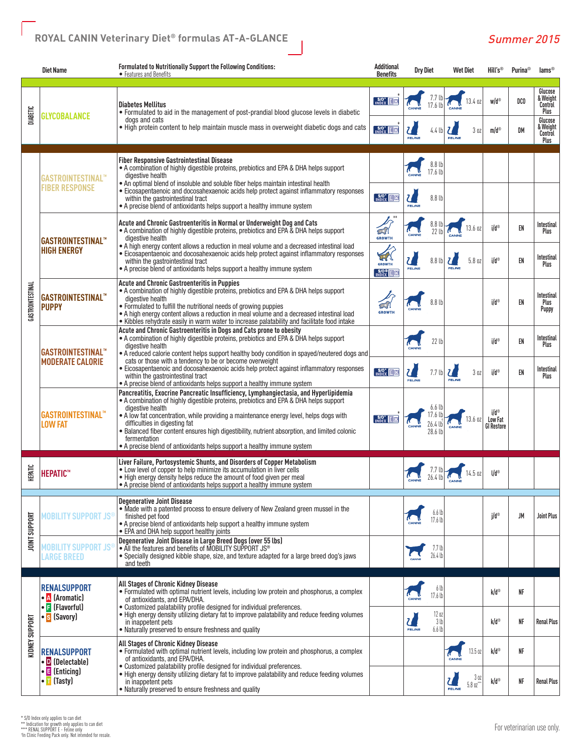# ROYAL CANIN Veterinary Diet® formulas AT-A-GLANCE

## Summer 2015

| Category | Diet Name | Formulated to Nutritionally Support the Following Conditions: • Features and Benefits | Additional Benefits | Dry Diet | Wet Diet | Hill's® | Purina® | Iams® |
|---|---|---|---|---|---|---|---|---|
| DIABETIC | GLYCOBALANCE | **Diabetes Mellitus** • Formulated to aid in the management of post-prandial blood glucose levels in diabetic dogs and cats • High protein content to help maintain muscle mass in overweight diabetic dogs and cats | S/O® INDEX* | CANINE 7.7 lb, 17.6 lb | CANINE 13.4 oz | w/d® | DCO | Glucose & Weight Control Plus |
| | | | S/O® INDEX* | FELINE 4.4 lb | FELINE 3 oz | m/d® | DM | Glucose & Weight Control Plus |
| GASTROINTESTINAL | GASTROINTESTINAL™ FIBER RESPONSE | **Fiber Responsive Gastrointestinal Disease** • A combination of highly digestible proteins, prebiotics and EPA & DHA helps support digestive health • An optimal blend of insoluble and soluble fiber helps maintain intestinal health • Eicosapentaenoic and docosahexaenoic acids help protect against inflammatory responses within the gastrointestinal tract • A precise blend of antioxidants helps support a healthy immune system | | CANINE 8.8 lb, 17.6 lb | | | | |
| | | | S/O® INDEX | FELINE 8.8 lb | | | | |
| | GASTROINTESTINAL™ HIGH ENERGY | **Acute and Chronic Gastroenteritis in Normal or Underweight Dog and Cats** • A combination of highly digestible proteins, prebiotics and EPA & DHA helps support digestive health • A high energy content allows a reduction in meal volume and a decreased intestinal load • Eicosapentaenoic and docosahexaenoic acids help protect against inflammatory responses within the gastrointestinal tract • A precise blend of antioxidants helps support a healthy immune system | GROWTH** | CANINE 8.8 lb, 22 lb | CANINE 13.6 oz | i/d® | EN | Intestinal Plus |
| | | | GROWTH, S/O® INDEX | FELINE 8.8 lb | FELINE 5.8 oz | i/d® | EN | Intestinal Plus |
| | GASTROINTESTINAL™ PUPPY | **Acute and Chronic Gastroenteritis in Puppies** • A combination of highly digestible proteins, prebiotics and EPA & DHA helps support digestive health • Formulated to fulfill the nutritional needs of growing puppies • A high energy content allows a reduction in meal volume and a decreased intestinal load • Kibbles rehydrate easily in warm water to increase palatability and facilitate food intake | GROWTH | CANINE 8.8 lb | | i/d® | EN | Intestinal Plus Puppy |
| | GASTROINTESTINAL™ MODERATE CALORIE | **Acute and Chronic Gastroenteritis in Dogs and Cats prone to obesity** • A combination of highly digestible proteins, prebiotics and EPA & DHA helps support digestive health • A reduced calorie content helps support healthy body condition in spayed/neutered dogs and cats or those with a tendency to be or become overweight • Eicosapentaenoic and docosahexaenoic acids help protect against inflammatory responses within the gastrointestinal tract • A precise blend of antioxidants helps support a healthy immune system | | CANINE 22 lb | | i/d® | EN | Intestinal Plus |
| | | | S/O® INDEX | FELINE 7.7 lb | FELINE 3 oz | i/d® | EN | Intestinal Plus |
| | GASTROINTESTINAL™ LOW FAT | **Pancreatitis, Exocrine Pancreatic Insufficiency, Lymphangiectasia, and Hyperlipidemia** • A combination of highly digestible proteins, prebiotics and EPA & DHA helps support digestive health • A low fat concentration, while providing a maintenance energy level, helps dogs with difficulties in digesting fat • Balanced fiber content ensures high digestibility, nutrient absorption, and limited colonic fermentation • A precise blend of antioxidants helps support a healthy immune system | S/O® INDEX* | CANINE 6.6 lb, 17.6 lb, 26.4 lb†, 28.6 lb | CANINE 13.6 oz | i/d® Low Fat GI Restore | | |
| HEPATIC | HEPATIC™ | **Liver Failure, Portosystemic Shunts, and Disorders of Copper Metabolism** • Low level of copper to help minimize its accumulation in liver cells • High energy density helps reduce the amount of food given per meal • A precise blend of antioxidants helps support a healthy immune system | | CANINE 7.7 lb, 26.4 lb | CANINE 14.5 oz | l/d® | | |
| JOINT SUPPORT | MOBILITY SUPPORT JS® | **Degenerative Joint Disease** • Made with a patented process to ensure delivery of New Zealand green mussel in the finished pet food • A precise blend of antioxidants help support a healthy immune system • EPA and DHA help support healthy joints | | CANINE 6.6 lb, 17.6 lb | | j/d® | JM | Joint Plus |
| | MOBILITY SUPPORT JS® LARGE BREED | **Degenerative Joint Disease in Large Breed Dogs (over 55 lbs)** • All the features and benefits of MOBILITY SUPPORT JS® • Specially designed kibble shape, size, and texture adapted for a large breed dog's jaws and teeth | | CANINE 7.7 lb, 26.4 lb | | | | |
| KIDNEY SUPPORT | RENALSUPPORT • A (Aromatic) • F (Flavorful) • S (Savory) | **All Stages of Chronic Kidney Disease** • Formulated with optimal nutrient levels, including low protein and phosphorus, a complex of antioxidants, and EPA/DHA. • Customized palatability profile designed for individual preferences. • High energy density utilizing dietary fat to improve palatability and reduce feeding volumes in inappetent pets • Naturally preserved to ensure freshness and quality | | CANINE 6 lb, 17.6 lb | | k/d® | NF | |
| | | | | FELINE 12 oz, 3 lb, 6.6 lb | | k/d® | NF | Renal Plus |
| | RENALSUPPORT • D (Delectable) • E (Enticing) • T (Tasty) | **All Stages of Chronic Kidney Disease** • Formulated with optimal nutrient levels, including low protein and phosphorus, a complex of antioxidants, and EPA/DHA. • Customized palatability profile designed for individual preferences. • High energy density utilizing dietary fat to improve palatability and reduce feeding volumes in inappetent pets • Naturally preserved to ensure freshness and quality | | | CANINE 13.5 oz | k/d® | NF | |
| | | | | | FELINE 3 oz, 5.8 oz*** | k/d® | NF | Renal Plus |

\* S/O Index only applies to can diet
\*\* Indication for growth only applies to can diet
\*\*\* RENAL SUPPORT E - Feline only
† In Clinic Feeding Pack only. Not intended for resale.

For veterinarian use only.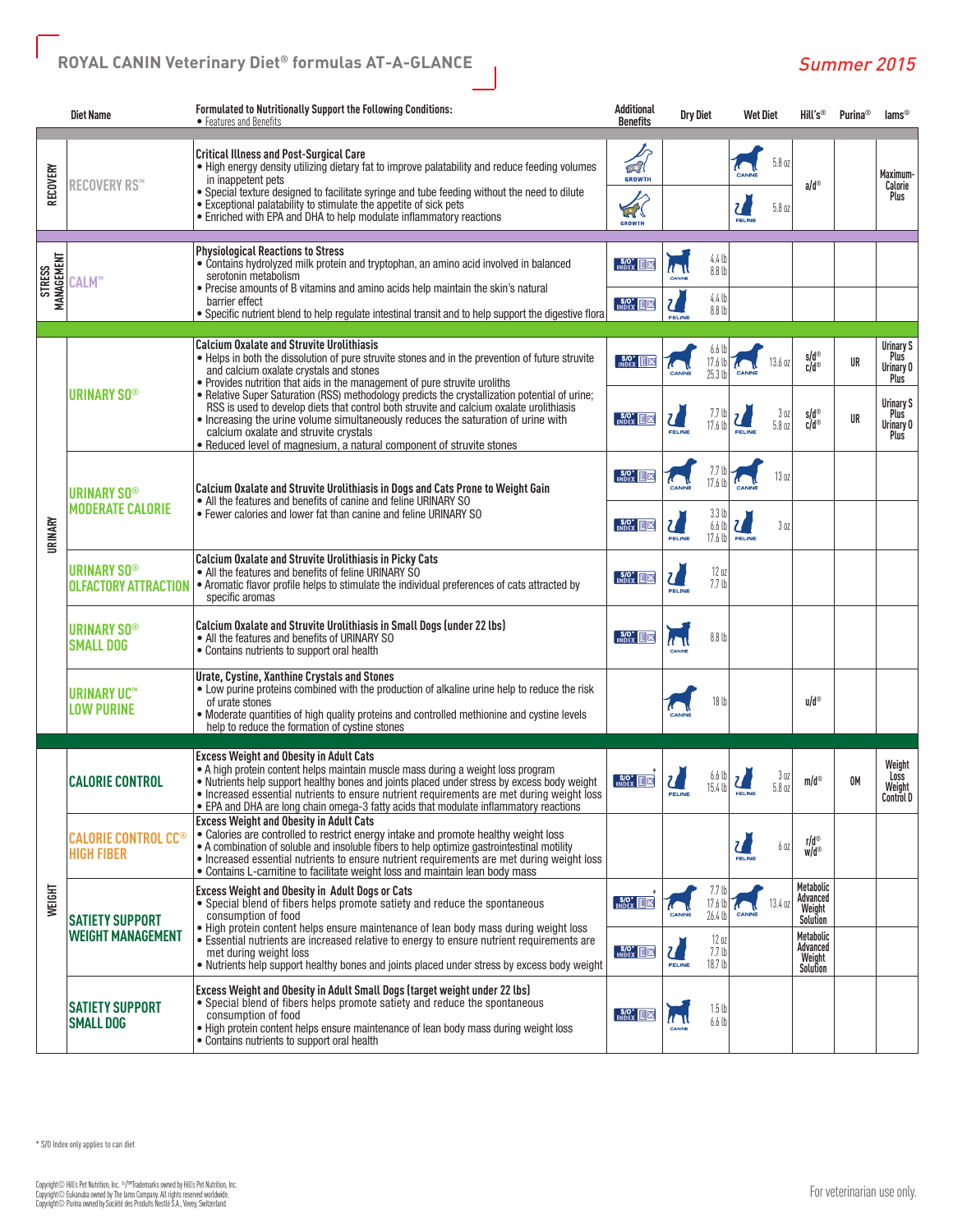## ROYAL CANIN Veterinary Diet® formulas AT-A-GLANCE

*Summer 2015*

| | Diet Name | Formulated to Nutritionally Support the Following Conditions: • Features and Benefits | Additional Benefits | Dry Diet | Wet Diet | Hill's® | Purina® | Iams® |
|---|---|---|---|---|---|---|---|---|
| RECOVERY | RECOVERY RS™ | **Critical Illness and Post-Surgical Care** • High energy density utilizing dietary fat to improve palatability and reduce feeding volumes in inappetent pets • Special texture designed to facilitate syringe and tube feeding without the need to dilute • Exceptional palatability to stimulate the appetite of sick pets • Enriched with EPA and DHA to help modulate inflammatory reactions | GROWTH | | CANINE 5.8 oz | a/d® | | Maximum-Calorie Plus |
| | | | GROWTH | | FELINE 5.8 oz | | | |
| STRESS MANAGEMENT | CALM™ | **Physiological Reactions to Stress** • Contains hydrolyzed milk protein and tryptophan, an amino acid involved in balanced serotonin metabolism • Precise amounts of B vitamins and amino acids help maintain the skin's natural barrier effect • Specific nutrient blend to help regulate intestinal transit and to help support the digestive flora | S/O INDEX | CANINE 4.4 lb, 8.8 lb | | | | |
| | | | S/O INDEX | FELINE 4.4 lb, 8.8 lb | | | | |
| URINARY | URINARY SO® | **Calcium Oxalate and Struvite Urolithiasis** • Helps in both the dissolution of pure struvite stones and in the prevention of future struvite and calcium oxalate crystals and stones • Provides nutrition that aids in the management of pure struvite uroliths • Relative Super Saturation (RSS) methodology predicts the crystallization potential of urine; RSS is used to develop diets that control both struvite and calcium oxalate urolithiasis • Increasing the urine volume simultaneously reduces the saturation of urine with calcium oxalate and struvite crystals • Reduced level of magnesium, a natural component of struvite stones | S/O INDEX | CANINE 6.6 lb, 17.6 lb, 25.3 lb | CANINE 13.6 oz | s/d® c/d® | UR | Urinary S Plus Urinary O Plus |
| | | | S/O INDEX | FELINE 7.7 lb, 17.6 lb | FELINE 3 oz, 5.8 oz | s/d® c/d® | UR | Urinary S Plus Urinary O Plus |
| | URINARY SO® MODERATE CALORIE | **Calcium Oxalate and Struvite Urolithiasis in Dogs and Cats Prone to Weight Gain** • All the features and benefits of canine and feline URINARY SO • Fewer calories and lower fat than canine and feline URINARY SO | S/O INDEX | CANINE 7.7 lb, 17.6 lb | CANINE 13 oz | | | |
| | | | S/O INDEX | FELINE 3.3 lb, 6.6 lb, 17.6 lb | FELINE 3 oz | | | |
| | URINARY SO® OLFACTORY ATTRACTION | **Calcium Oxalate and Struvite Urolithiasis in Picky Cats** • All the features and benefits of feline URINARY SO • Aromatic flavor profile helps to stimulate the individual preferences of cats attracted by specific aromas | S/O INDEX | FELINE 12 oz, 7.7 lb | | | | |
| | URINARY SO® SMALL DOG | **Calcium Oxalate and Struvite Urolithiasis in Small Dogs (under 22 lbs)** • All the features and benefits of URINARY SO • Contains nutrients to support oral health | S/O INDEX | CANINE 8.8 lb | | | | |
| | URINARY UC™ LOW PURINE | **Urate, Cystine, Xanthine Crystals and Stones** • Low purine proteins combined with the production of alkaline urine help to reduce the risk of urate stones • Moderate quantities of high quality proteins and controlled methionine and cystine levels help to reduce the formation of cystine stones | | CANINE 18 lb | | u/d® | | |
| WEIGHT | CALORIE CONTROL | **Excess Weight and Obesity in Adult Cats** • A high protein content helps maintain muscle mass during a weight loss program • Nutrients help support healthy bones and joints placed under stress by excess body weight • Increased essential nutrients to ensure nutrient requirements are met during weight loss • EPA and DHA are long chain omega-3 fatty acids that modulate inflammatory reactions | S/O INDEX* | FELINE 6.6 lb, 15.4 lb | FELINE 3 oz, 5.8 oz | m/d® | OM | Weight Loss Weight Control D |
| | CALORIE CONTROL CC® HIGH FIBER | **Excess Weight and Obesity in Adult Cats** • Calories are controlled to restrict energy intake and promote healthy weight loss • A combination of soluble and insoluble fibers to help optimize gastrointestinal motility • Increased essential nutrients to ensure nutrient requirements are met during weight loss • Contains L-carnitine to facilitate weight loss and maintain lean body mass | | | FELINE 6 oz | r/d® w/d® | | |
| | SATIETY SUPPORT WEIGHT MANAGEMENT | **Excess Weight and Obesity in Adult Dogs or Cats** • Special blend of fibers helps promote satiety and reduce the spontaneous consumption of food • High protein content helps ensure maintenance of lean body mass during weight loss • Essential nutrients are increased relative to energy to ensure nutrient requirements are met during weight loss • Nutrients help support healthy bones and joints placed under stress by excess body weight | S/O INDEX* | CANINE 7.7 lb, 17.6 lb, 26.4 lb | CANINE 13.4 oz | Metabolic Advanced Weight Solution | | |
| | | | S/O INDEX | FELINE 12 oz, 7.7 lb, 18.7 lb | | Metabolic Advanced Weight Solution | | |
| | SATIETY SUPPORT SMALL DOG | **Excess Weight and Obesity in Adult Small Dogs (target weight under 22 lbs)** • Special blend of fibers helps promote satiety and reduce the spontaneous consumption of food • High protein content helps ensure maintenance of lean body mass during weight loss • Contains nutrients to support oral health | S/O INDEX | CANINE 1.5 lb, 6.6 lb | | | | |

\* S/O Index only applies to can diet

Copyright© Hill's Pet Nutrition, Inc. ®/™Trademarks owned by Hill's Pet Nutrition, Inc.
Copyright© Eukanuba owned by The Iams Company. All rights reserved worldwide.
Copyright© Purina owned by Société des Produits Nestlé S.A., Vevey, Switzerland.

For veterinarian use only.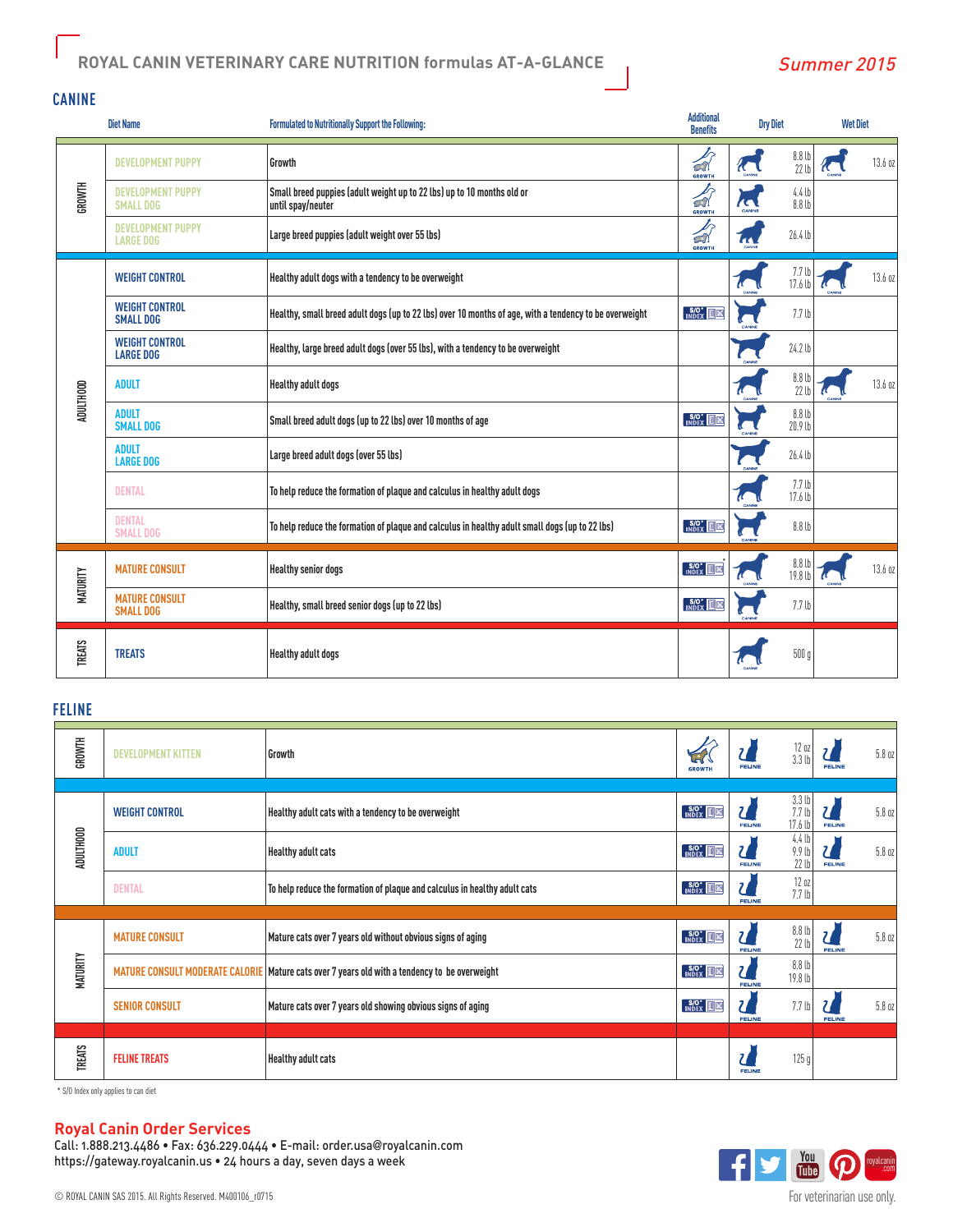# ROYAL CANIN VETERINARY CARE NUTRITION formulas AT-A-GLANCE

Summer 2015

## CANINE

| | Diet Name | Formulated to Nutritionally Support the Following: | Additional Benefits | Dry Diet | Wet Diet |
|---|---|---|---|---|---|
| GROWTH | DEVELOPMENT PUPPY | Growth | GROWTH | 8.8 lb<br>22 lb | 13.6 oz |
| | DEVELOPMENT PUPPY SMALL DOG | Small breed puppies (adult weight up to 22 lbs) up to 10 months old or until spay/neuter | GROWTH | 4.4 lb<br>8.8 lb | |
| | DEVELOPMENT PUPPY LARGE DOG | Large breed puppies (adult weight over 55 lbs) | GROWTH | 26.4 lb | |
| ADULTHOOD | WEIGHT CONTROL | Healthy adult dogs with a tendency to be overweight | | 7.7 lb<br>17.6 lb | 13.6 oz |
| | WEIGHT CONTROL SMALL DOG | Healthy, small breed adult dogs (up to 22 lbs) over 10 months of age, with a tendency to be overweight | S/O INDEX | 7.7 lb | |
| | WEIGHT CONTROL LARGE DOG | Healthy, large breed adult dogs (over 55 lbs), with a tendency to be overweight | | 24.2 lb | |
| | ADULT | Healthy adult dogs | | 8.8 lb<br>22 lb | 13.6 oz |
| | ADULT SMALL DOG | Small breed adult dogs (up to 22 lbs) over 10 months of age | S/O INDEX | 8.8 lb<br>20.9 lb | |
| | ADULT LARGE DOG | Large breed adult dogs (over 55 lbs) | | 26.4 lb | |
| | DENTAL | To help reduce the formation of plaque and calculus in healthy adult dogs | | 7.7 lb<br>17.6 lb | |
| | DENTAL SMALL DOG | To help reduce the formation of plaque and calculus in healthy adult small dogs (up to 22 lbs) | S/O INDEX | 8.8 lb | |
| MATURITY | MATURE CONSULT | Healthy senior dogs | S/O INDEX* | 8.8 lb<br>19.8 lb | 13.6 oz |
| | MATURE CONSULT SMALL DOG | Healthy, small breed senior dogs (up to 22 lbs) | S/O INDEX | 7.7 lb | |
| TREATS | TREATS | Healthy adult dogs | | 500 g | |

## FELINE

| | Diet Name | Formulated to Nutritionally Support the Following: | Additional Benefits | Dry Diet | Wet Diet |
|---|---|---|---|---|---|
| GROWTH | DEVELOPMENT KITTEN | Growth | GROWTH | 12 oz<br>3.3 lb | 5.8 oz |
| ADULTHOOD | WEIGHT CONTROL | Healthy adult cats with a tendency to be overweight | S/O INDEX | 3.3 lb<br>7.7 lb<br>17.6 lb | 5.8 oz |
| | ADULT | Healthy adult cats | S/O INDEX | 4.4 lb<br>9.9 lb<br>22 lb | 5.8 oz |
| | DENTAL | To help reduce the formation of plaque and calculus in healthy adult cats | S/O INDEX | 12 oz<br>7.7 lb | |
| MATURITY | MATURE CONSULT | Mature cats over 7 years old without obvious signs of aging | S/O INDEX | 8.8 lb<br>22 lb | 5.8 oz |
| | MATURE CONSULT MODERATE CALORIE | Mature cats over 7 years old with a tendency to be overweight | S/O INDEX | 8.8 lb<br>19.8 lb | |
| | SENIOR CONSULT | Mature cats over 7 years old showing obvious signs of aging | S/O INDEX | 7.7 lb | 5.8 oz |
| TREATS | FELINE TREATS | Healthy adult cats | | 125 g | |

\* S/O Index only applies to can diet

## Royal Canin Order Services

Call: 1.888.213.4486 • Fax: 636.229.0444 • E-mail: order.usa@royalcanin.com
https://gateway.royalcanin.us • 24 hours a day, seven days a week

© ROYAL CANIN SAS 2015. All Rights Reserved. M400106_r0715

For veterinarian use only.